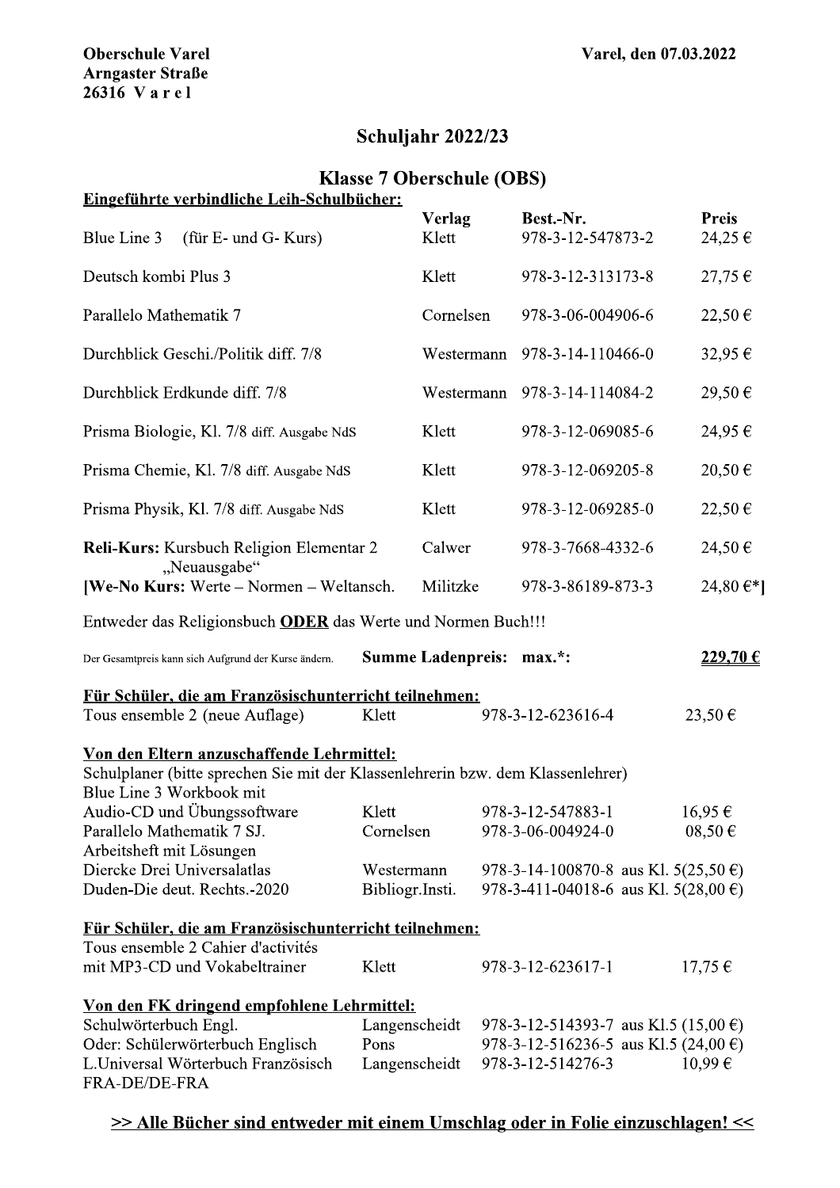**Oberschule Varel**
**Arngaster Straße**
**26316 V a r e l**

**Varel, den 07.03.2022**

## Schuljahr 2022/23

## Klasse 7 Oberschule (OBS)

**Eingeführte verbindliche Leih-Schulbücher:**

| | Verlag | Best.-Nr. | Preis |
|---|---|---|---|
| Blue Line 3 (für E- und G- Kurs) | Klett | 978-3-12-547873-2 | 24,25 € |
| Deutsch kombi Plus 3 | Klett | 978-3-12-313173-8 | 27,75 € |
| Parallelo Mathematik 7 | Cornelsen | 978-3-06-004906-6 | 22,50 € |
| Durchblick Geschi./Politik diff. 7/8 | Westermann | 978-3-14-110466-0 | 32,95 € |
| Durchblick Erdkunde diff. 7/8 | Westermann | 978-3-14-114084-2 | 29,50 € |
| Prisma Biologie, Kl. 7/8 diff. Ausgabe NdS | Klett | 978-3-12-069085-6 | 24,95 € |
| Prisma Chemie, Kl. 7/8 diff. Ausgabe NdS | Klett | 978-3-12-069205-8 | 20,50 € |
| Prisma Physik, Kl. 7/8 diff. Ausgabe NdS | Klett | 978-3-12-069285-0 | 22,50 € |
| **Reli-Kurs:** Kursbuch Religion Elementar 2 „Neuausgabe" | Calwer | 978-3-7668-4332-6 | 24,50 € |
| [**We-No Kurs:** Werte – Normen – Weltansch. | Militzke | 978-3-86189-873-3 | 24,80 €*] |

Entweder das Religionsbuch **ODER** das Werte und Normen Buch!!!

Der Gesamtpreis kann sich Aufgrund der Kurse ändern. **Summe Ladenpreis: max.*:** **229,70 €**

**Für Schüler, die am Französischunterricht teilnehmen:**

| | | | |
|---|---|---|---|
| Tous ensemble 2 (neue Auflage) | Klett | 978-3-12-623616-4 | 23,50 € |

**Von den Eltern anzuschaffende Lehrmittel:**

Schulplaner (bitte sprechen Sie mit der Klassenlehrerin bzw. dem Klassenlehrer)

| | | | |
|---|---|---|---|
| Blue Line 3 Workbook mit Audio-CD und Übungssoftware | Klett | 978-3-12-547883-1 | 16,95 € |
| Parallelo Mathematik 7 SJ. Arbeitsheft mit Lösungen | Cornelsen | 978-3-06-004924-0 | 08,50 € |
| Diercke Drei Universalatlas | Westermann | 978-3-14-100870-8 | aus Kl. 5(25,50 €) |
| Duden-Die deut. Rechts.-2020 | Bibliogr.Insti. | 978-3-411-04018-6 | aus Kl. 5(28,00 €) |

**Für Schüler, die am Französischunterricht teilnehmen:**

| | | | |
|---|---|---|---|
| Tous ensemble 2 Cahier d'activités mit MP3-CD und Vokabeltrainer | Klett | 978-3-12-623617-1 | 17,75 € |

**Von den FK dringend empfohlene Lehrmittel:**

| | | | |
|---|---|---|---|
| Schulwörterbuch Engl. | Langenscheidt | 978-3-12-514393-7 | aus Kl.5 (15,00 €) |
| Oder: Schülerwörterbuch Englisch | Pons | 978-3-12-516236-5 | aus Kl.5 (24,00 €) |
| L.Universal Wörterbuch Französisch FRA-DE/DE-FRA | Langenscheidt | 978-3-12-514276-3 | 10,99 € |

**>> Alle Bücher sind entweder mit einem Umschlag oder in Folie einzuschlagen! <<**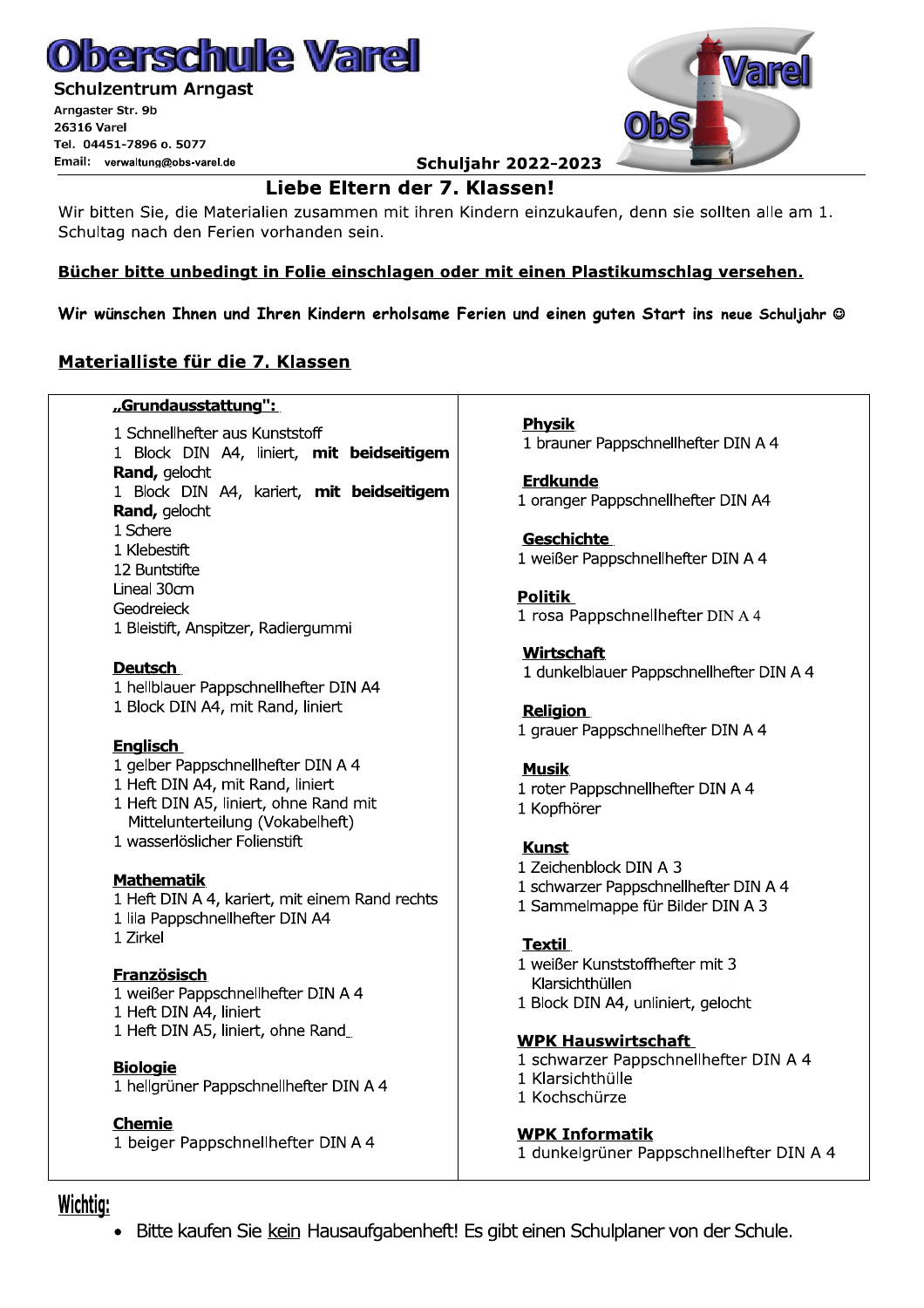# Oberschule Varel

**Schulzentrum Arngast**

Arngaster Str. 9b
26316 Varel
Tel. 04451-7896 o. 5077
Email: verwaltung@obs-varel.de

**Schuljahr 2022-2023**

## Liebe Eltern der 7. Klassen!

Wir bitten Sie, die Materialien zusammen mit ihren Kindern einzukaufen, denn sie sollten alle am 1. Schultag nach den Ferien vorhanden sein.

**Bücher bitte unbedingt in Folie einschlagen oder mit einen Plastikumschlag versehen.**

**Wir wünschen Ihnen und Ihren Kindern erholsame Ferien und einen guten Start ins neue Schuljahr ☺**

## Materialliste für die 7. Klassen

**„Grundausstattung":**

1 Schnellhefter aus Kunststoff
1 Block DIN A4, liniert, **mit beidseitigem Rand,** gelocht
1 Block DIN A4, kariert, **mit beidseitigem Rand,** gelocht
1 Schere
1 Klebestift
12 Buntstifte
Lineal 30cm
Geodreieck
1 Bleistift, Anspitzer, Radiergummi

**Deutsch**

1 hellblauer Pappschnellhefter DIN A4
1 Block DIN A4, mit Rand, liniert

**Englisch**

1 gelber Pappschnellhefter DIN A 4
1 Heft DIN A4, mit Rand, liniert
1 Heft DIN A5, liniert, ohne Rand mit Mittelunterteilung (Vokabelheft)
1 wasserlöslicher Folienstift

**Mathematik**

1 Heft DIN A 4, kariert, mit einem Rand rechts
1 lila Pappschnellhefter DIN A4
1 Zirkel

**Französisch**

1 weißer Pappschnellhefter DIN A 4
1 Heft DIN A4, liniert
1 Heft DIN A5, liniert, ohne Rand

**Biologie**

1 hellgrüner Pappschnellhefter DIN A 4

**Chemie**

1 beiger Pappschnellhefter DIN A 4

**Physik**

1 brauner Pappschnellhefter DIN A 4

**Erdkunde**

1 oranger Pappschnellhefter DIN A4

**Geschichte**

1 weißer Pappschnellhefter DIN A 4

**Politik**

1 rosa Pappschnellhefter DIN A 4

**Wirtschaft**

1 dunkelblauer Pappschnellhefter DIN A 4

**Religion**

1 grauer Pappschnellhefter DIN A 4

**Musik**

1 roter Pappschnellhefter DIN A 4
1 Kopfhörer

**Kunst**

1 Zeichenblock DIN A 3
1 schwarzer Pappschnellhefter DIN A 4
1 Sammelmappe für Bilder DIN A 3

**Textil**

1 weißer Kunststoffhefter mit 3 Klarsichthüllen
1 Block DIN A4, unliniert, gelocht

**WPK Hauswirtschaft**

1 schwarzer Pappschnellhefter DIN A 4
1 Klarsichthülle
1 Kochschürze

**WPK Informatik**

1 dunkelgrüner Pappschnellhefter DIN A 4

**Wichtig:**

- Bitte kaufen Sie kein Hausaufgabenheft! Es gibt einen Schulplaner von der Schule.